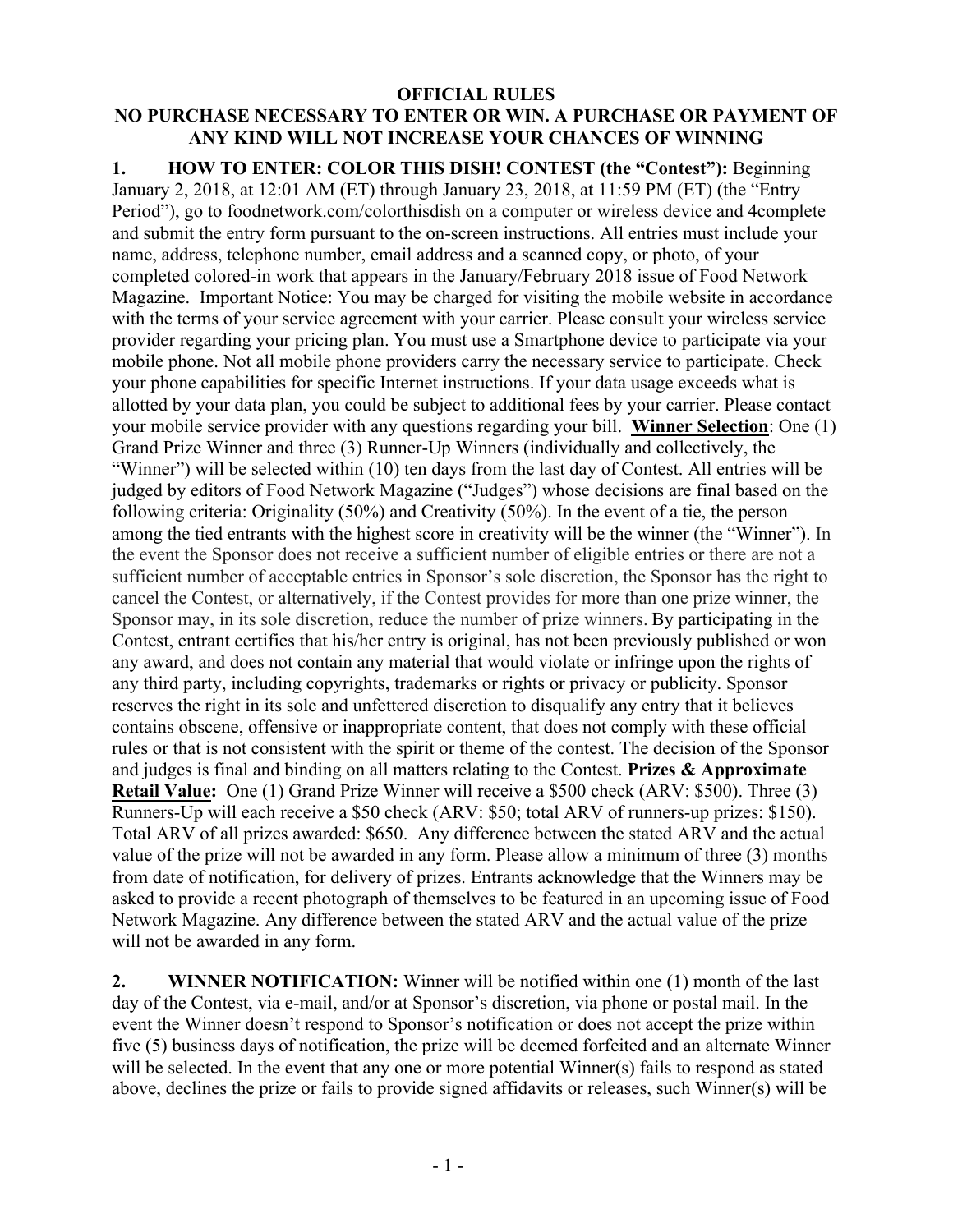**OFFICIAL RULES**

**NO PURCHASE NECESSARY TO ENTER OR WIN. A PURCHASE OR PAYMENT OF ANY KIND WILL NOT INCREASE YOUR CHANCES OF WINNING**

**1. HOW TO ENTER: COLOR THIS DISH! CONTEST (the "Contest"):** Beginning January 2, 2018, at 12:01 AM (ET) through January 23, 2018, at 11:59 PM (ET) (the "Entry Period"), go to foodnetwork.com/colorthisdish on a computer or wireless device and 4complete and submit the entry form pursuant to the on-screen instructions. All entries must include your name, address, telephone number, email address and a scanned copy, or photo, of your completed colored-in work that appears in the January/February 2018 issue of Food Network Magazine. Important Notice: You may be charged for visiting the mobile website in accordance with the terms of your service agreement with your carrier. Please consult your wireless service provider regarding your pricing plan. You must use a Smartphone device to participate via your mobile phone. Not all mobile phone providers carry the necessary service to participate. Check your phone capabilities for specific Internet instructions. If your data usage exceeds what is allotted by your data plan, you could be subject to additional fees by your carrier. Please contact your mobile service provider with any questions regarding your bill. **Winner Selection**: One (1) Grand Prize Winner and three (3) Runner-Up Winners (individually and collectively, the "Winner") will be selected within (10) ten days from the last day of Contest. All entries will be judged by editors of Food Network Magazine ("Judges") whose decisions are final based on the following criteria: Originality (50%) and Creativity (50%). In the event of a tie, the person among the tied entrants with the highest score in creativity will be the winner (the "Winner"). In the event the Sponsor does not receive a sufficient number of eligible entries or there are not a sufficient number of acceptable entries in Sponsor's sole discretion, the Sponsor has the right to cancel the Contest, or alternatively, if the Contest provides for more than one prize winner, the Sponsor may, in its sole discretion, reduce the number of prize winners. By participating in the Contest, entrant certifies that his/her entry is original, has not been previously published or won any award, and does not contain any material that would violate or infringe upon the rights of any third party, including copyrights, trademarks or rights or privacy or publicity. Sponsor reserves the right in its sole and unfettered discretion to disqualify any entry that it believes contains obscene, offensive or inappropriate content, that does not comply with these official rules or that is not consistent with the spirit or theme of the contest. The decision of the Sponsor and judges is final and binding on all matters relating to the Contest. **Prizes & Approximate Retail Value:** One (1) Grand Prize Winner will receive a $500 check (ARV: $500). Three (3) Runners-Up will each receive a $50 check (ARV: $50; total ARV of runners-up prizes: $150). Total ARV of all prizes awarded: $650. Any difference between the stated ARV and the actual value of the prize will not be awarded in any form. Please allow a minimum of three (3) months from date of notification, for delivery of prizes. Entrants acknowledge that the Winners may be asked to provide a recent photograph of themselves to be featured in an upcoming issue of Food Network Magazine. Any difference between the stated ARV and the actual value of the prize will not be awarded in any form.

**2. WINNER NOTIFICATION:** Winner will be notified within one (1) month of the last day of the Contest, via e-mail, and/or at Sponsor's discretion, via phone or postal mail. In the event the Winner doesn't respond to Sponsor's notification or does not accept the prize within five (5) business days of notification, the prize will be deemed forfeited and an alternate Winner will be selected. In the event that any one or more potential Winner(s) fails to respond as stated above, declines the prize or fails to provide signed affidavits or releases, such Winner(s) will be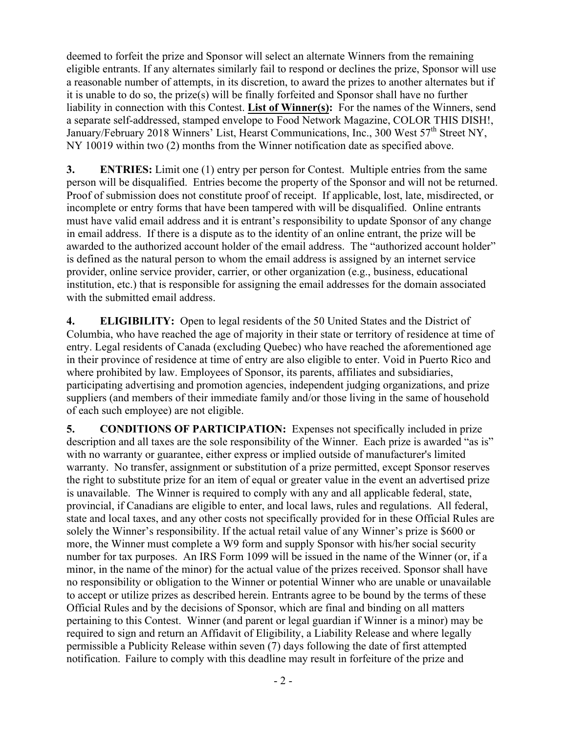deemed to forfeit the prize and Sponsor will select an alternate Winners from the remaining eligible entrants. If any alternates similarly fail to respond or declines the prize, Sponsor will use a reasonable number of attempts, in its discretion, to award the prizes to another alternates but if it is unable to do so, the prize(s) will be finally forfeited and Sponsor shall have no further liability in connection with this Contest. **List of Winner(s):** For the names of the Winners, send a separate self-addressed, stamped envelope to Food Network Magazine, COLOR THIS DISH!, January/February 2018 Winners' List, Hearst Communications, Inc., 300 West 57th Street NY, NY 10019 within two (2) months from the Winner notification date as specified above.

**3. ENTRIES:** Limit one (1) entry per person for Contest. Multiple entries from the same person will be disqualified. Entries become the property of the Sponsor and will not be returned. Proof of submission does not constitute proof of receipt. If applicable, lost, late, misdirected, or incomplete or entry forms that have been tampered with will be disqualified. Online entrants must have valid email address and it is entrant's responsibility to update Sponsor of any change in email address. If there is a dispute as to the identity of an online entrant, the prize will be awarded to the authorized account holder of the email address. The "authorized account holder" is defined as the natural person to whom the email address is assigned by an internet service provider, online service provider, carrier, or other organization (e.g., business, educational institution, etc.) that is responsible for assigning the email addresses for the domain associated with the submitted email address.

**4. ELIGIBILITY:** Open to legal residents of the 50 United States and the District of Columbia, who have reached the age of majority in their state or territory of residence at time of entry. Legal residents of Canada (excluding Quebec) who have reached the aforementioned age in their province of residence at time of entry are also eligible to enter. Void in Puerto Rico and where prohibited by law. Employees of Sponsor, its parents, affiliates and subsidiaries, participating advertising and promotion agencies, independent judging organizations, and prize suppliers (and members of their immediate family and/or those living in the same of household of each such employee) are not eligible.

**5. CONDITIONS OF PARTICIPATION:** Expenses not specifically included in prize description and all taxes are the sole responsibility of the Winner. Each prize is awarded "as is" with no warranty or guarantee, either express or implied outside of manufacturer's limited warranty. No transfer, assignment or substitution of a prize permitted, except Sponsor reserves the right to substitute prize for an item of equal or greater value in the event an advertised prize is unavailable. The Winner is required to comply with any and all applicable federal, state, provincial, if Canadians are eligible to enter, and local laws, rules and regulations. All federal, state and local taxes, and any other costs not specifically provided for in these Official Rules are solely the Winner's responsibility. If the actual retail value of any Winner's prize is $600 or more, the Winner must complete a W9 form and supply Sponsor with his/her social security number for tax purposes. An IRS Form 1099 will be issued in the name of the Winner (or, if a minor, in the name of the minor) for the actual value of the prizes received. Sponsor shall have no responsibility or obligation to the Winner or potential Winner who are unable or unavailable to accept or utilize prizes as described herein. Entrants agree to be bound by the terms of these Official Rules and by the decisions of Sponsor, which are final and binding on all matters pertaining to this Contest. Winner (and parent or legal guardian if Winner is a minor) may be required to sign and return an Affidavit of Eligibility, a Liability Release and where legally permissible a Publicity Release within seven (7) days following the date of first attempted notification. Failure to comply with this deadline may result in forfeiture of the prize and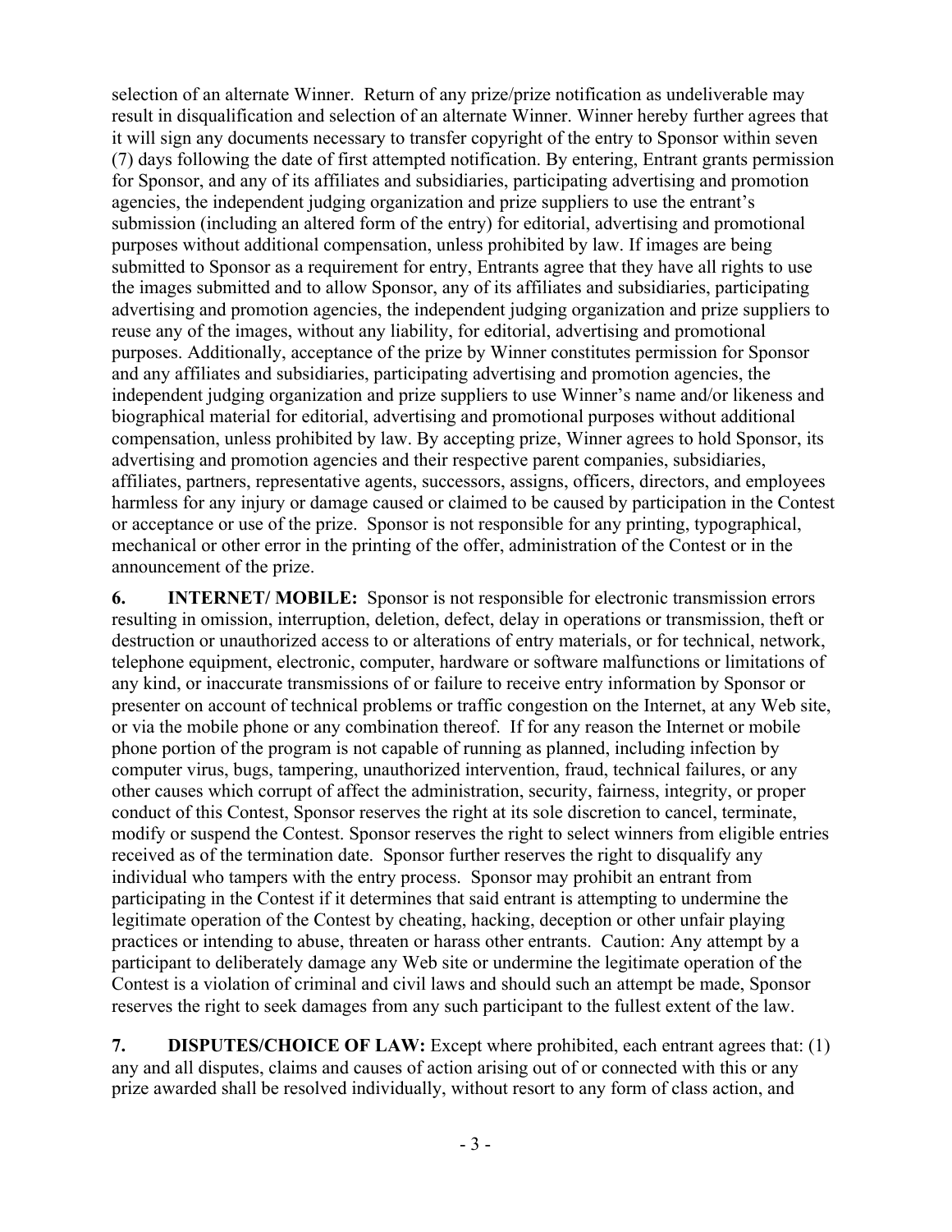selection of an alternate Winner. Return of any prize/prize notification as undeliverable may result in disqualification and selection of an alternate Winner. Winner hereby further agrees that it will sign any documents necessary to transfer copyright of the entry to Sponsor within seven (7) days following the date of first attempted notification. By entering, Entrant grants permission for Sponsor, and any of its affiliates and subsidiaries, participating advertising and promotion agencies, the independent judging organization and prize suppliers to use the entrant's submission (including an altered form of the entry) for editorial, advertising and promotional purposes without additional compensation, unless prohibited by law. If images are being submitted to Sponsor as a requirement for entry, Entrants agree that they have all rights to use the images submitted and to allow Sponsor, any of its affiliates and subsidiaries, participating advertising and promotion agencies, the independent judging organization and prize suppliers to reuse any of the images, without any liability, for editorial, advertising and promotional purposes. Additionally, acceptance of the prize by Winner constitutes permission for Sponsor and any affiliates and subsidiaries, participating advertising and promotion agencies, the independent judging organization and prize suppliers to use Winner's name and/or likeness and biographical material for editorial, advertising and promotional purposes without additional compensation, unless prohibited by law. By accepting prize, Winner agrees to hold Sponsor, its advertising and promotion agencies and their respective parent companies, subsidiaries, affiliates, partners, representative agents, successors, assigns, officers, directors, and employees harmless for any injury or damage caused or claimed to be caused by participation in the Contest or acceptance or use of the prize. Sponsor is not responsible for any printing, typographical, mechanical or other error in the printing of the offer, administration of the Contest or in the announcement of the prize.

**6. INTERNET/ MOBILE:** Sponsor is not responsible for electronic transmission errors resulting in omission, interruption, deletion, defect, delay in operations or transmission, theft or destruction or unauthorized access to or alterations of entry materials, or for technical, network, telephone equipment, electronic, computer, hardware or software malfunctions or limitations of any kind, or inaccurate transmissions of or failure to receive entry information by Sponsor or presenter on account of technical problems or traffic congestion on the Internet, at any Web site, or via the mobile phone or any combination thereof. If for any reason the Internet or mobile phone portion of the program is not capable of running as planned, including infection by computer virus, bugs, tampering, unauthorized intervention, fraud, technical failures, or any other causes which corrupt of affect the administration, security, fairness, integrity, or proper conduct of this Contest, Sponsor reserves the right at its sole discretion to cancel, terminate, modify or suspend the Contest. Sponsor reserves the right to select winners from eligible entries received as of the termination date. Sponsor further reserves the right to disqualify any individual who tampers with the entry process. Sponsor may prohibit an entrant from participating in the Contest if it determines that said entrant is attempting to undermine the legitimate operation of the Contest by cheating, hacking, deception or other unfair playing practices or intending to abuse, threaten or harass other entrants. Caution: Any attempt by a participant to deliberately damage any Web site or undermine the legitimate operation of the Contest is a violation of criminal and civil laws and should such an attempt be made, Sponsor reserves the right to seek damages from any such participant to the fullest extent of the law.

**7. DISPUTES/CHOICE OF LAW:** Except where prohibited, each entrant agrees that: (1) any and all disputes, claims and causes of action arising out of or connected with this or any prize awarded shall be resolved individually, without resort to any form of class action, and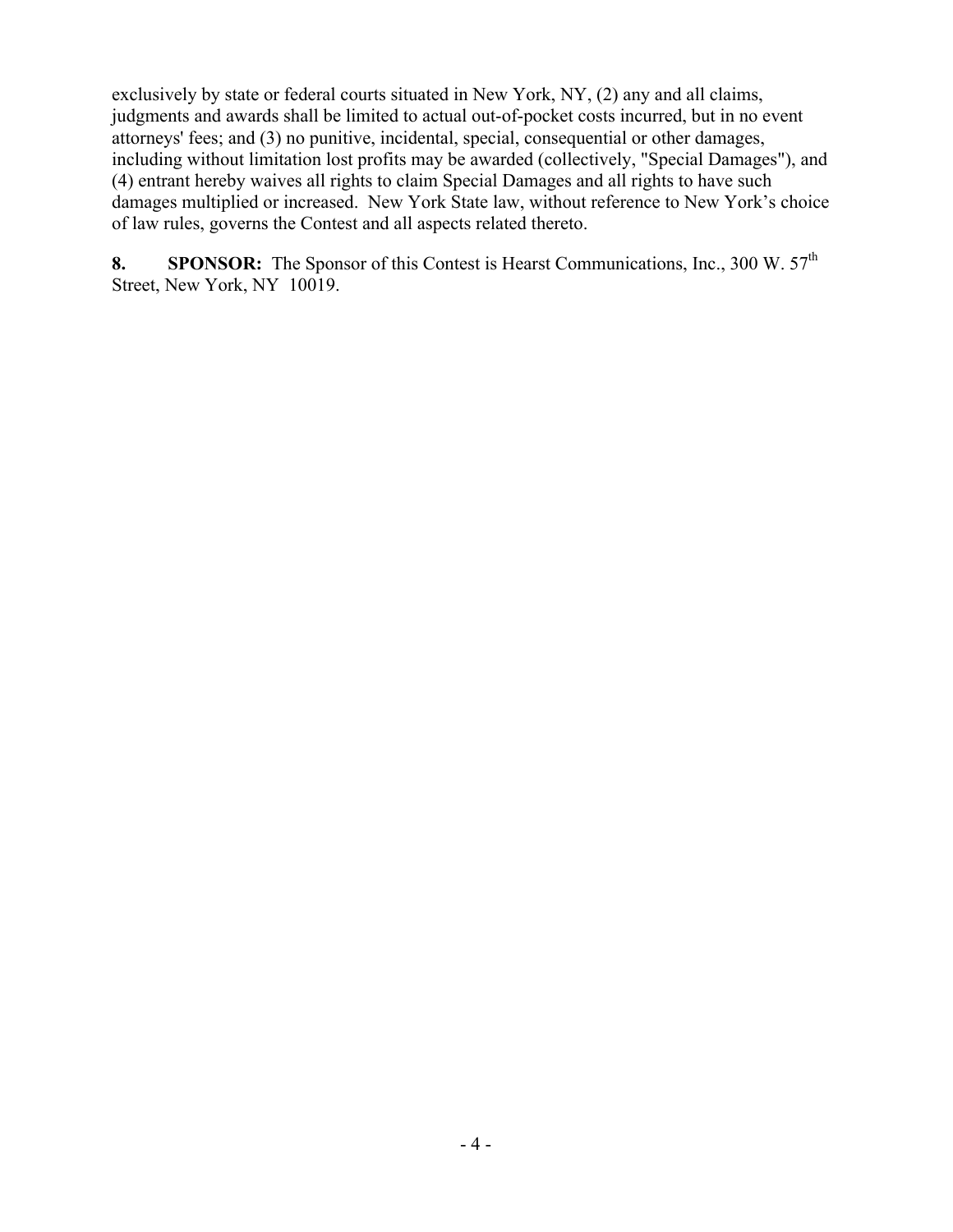exclusively by state or federal courts situated in New York, NY, (2) any and all claims, judgments and awards shall be limited to actual out-of-pocket costs incurred, but in no event attorneys' fees; and (3) no punitive, incidental, special, consequential or other damages, including without limitation lost profits may be awarded (collectively, "Special Damages"), and (4) entrant hereby waives all rights to claim Special Damages and all rights to have such damages multiplied or increased. New York State law, without reference to New York's choice of law rules, governs the Contest and all aspects related thereto.

**8. SPONSOR:** The Sponsor of this Contest is Hearst Communications, Inc., 300 W. 57th Street, New York, NY 10019.